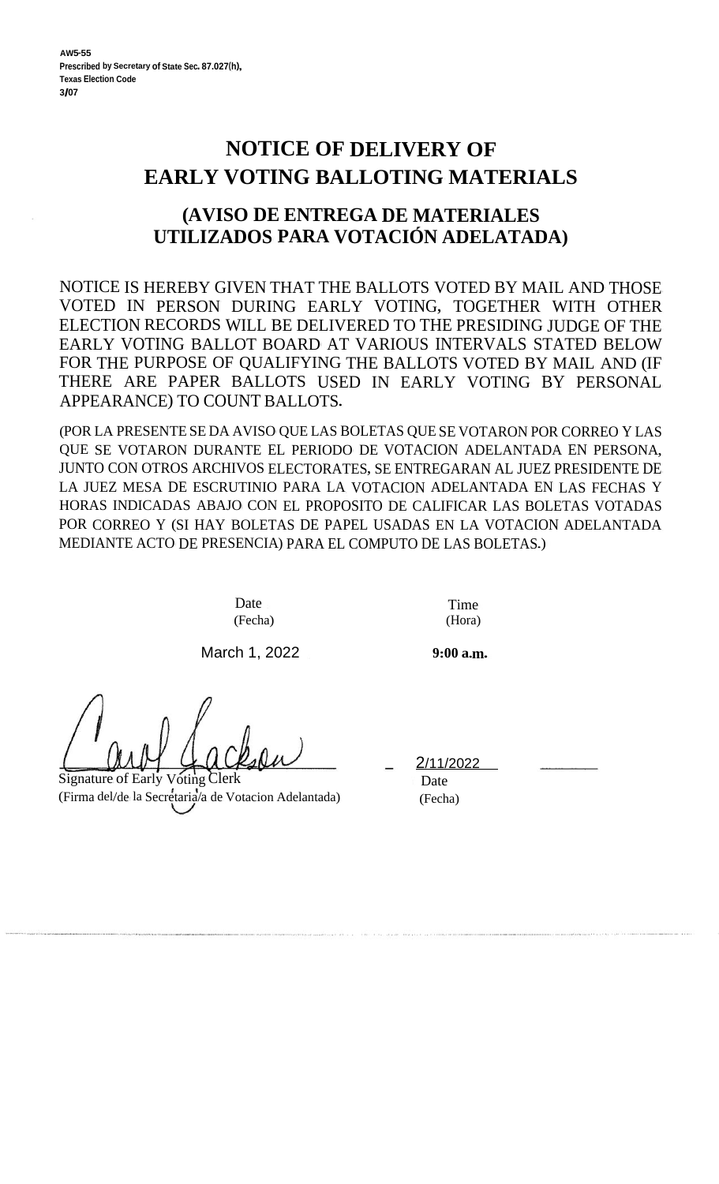AW5-55
Prescribed by Secretary of State Sec. 87.027(h),
Texas Election Code
3/07

# NOTICE OF DELIVERY OF EARLY VOTING BALLOTING MATERIALS

## (AVISO DE ENTREGA DE MATERIALES UTILIZADOS PARA VOTACIÓN ADELATADA)

NOTICE IS HEREBY GIVEN THAT THE BALLOTS VOTED BY MAIL AND THOSE VOTED IN PERSON DURING EARLY VOTING, TOGETHER WITH OTHER ELECTION RECORDS WILL BE DELIVERED TO THE PRESIDING JUDGE OF THE EARLY VOTING BALLOT BOARD AT VARIOUS INTERVALS STATED BELOW FOR THE PURPOSE OF QUALIFYING THE BALLOTS VOTED BY MAIL AND (IF THERE ARE PAPER BALLOTS USED IN EARLY VOTING BY PERSONAL APPEARANCE) TO COUNT BALLOTS.

(POR LA PRESENTE SE DA AVISO QUE LAS BOLETAS QUE SE VOTARON POR CORREO Y LAS QUE SE VOTARON DURANTE EL PERIODO DE VOTACION ADELANTADA EN PERSONA, JUNTO CON OTROS ARCHIVOS ELECTORATES, SE ENTREGARAN AL JUEZ PRESIDENTE DE LA JUEZ MESA DE ESCRUTINIO PARA LA VOTACION ADELANTADA EN LAS FECHAS Y HORAS INDICADAS ABAJO CON EL PROPOSITO DE CALIFICAR LAS BOLETAS VOTADAS POR CORREO Y (SI HAY BOLETAS DE PAPEL USADAS EN LA VOTACION ADELANTADA MEDIANTE ACTO DE PRESENCIA) PARA EL COMPUTO DE LAS BOLETAS.)

| Date (Fecha) | Time (Hora) |
|---|---|
| March 1, 2022 | **9:00 a.m.** |

Carol Jackson

Signature of Early Voting Clerk
(Firma del/de la Secretaria/a de Votacion Adelantada)

2/11/2022
Date
(Fecha)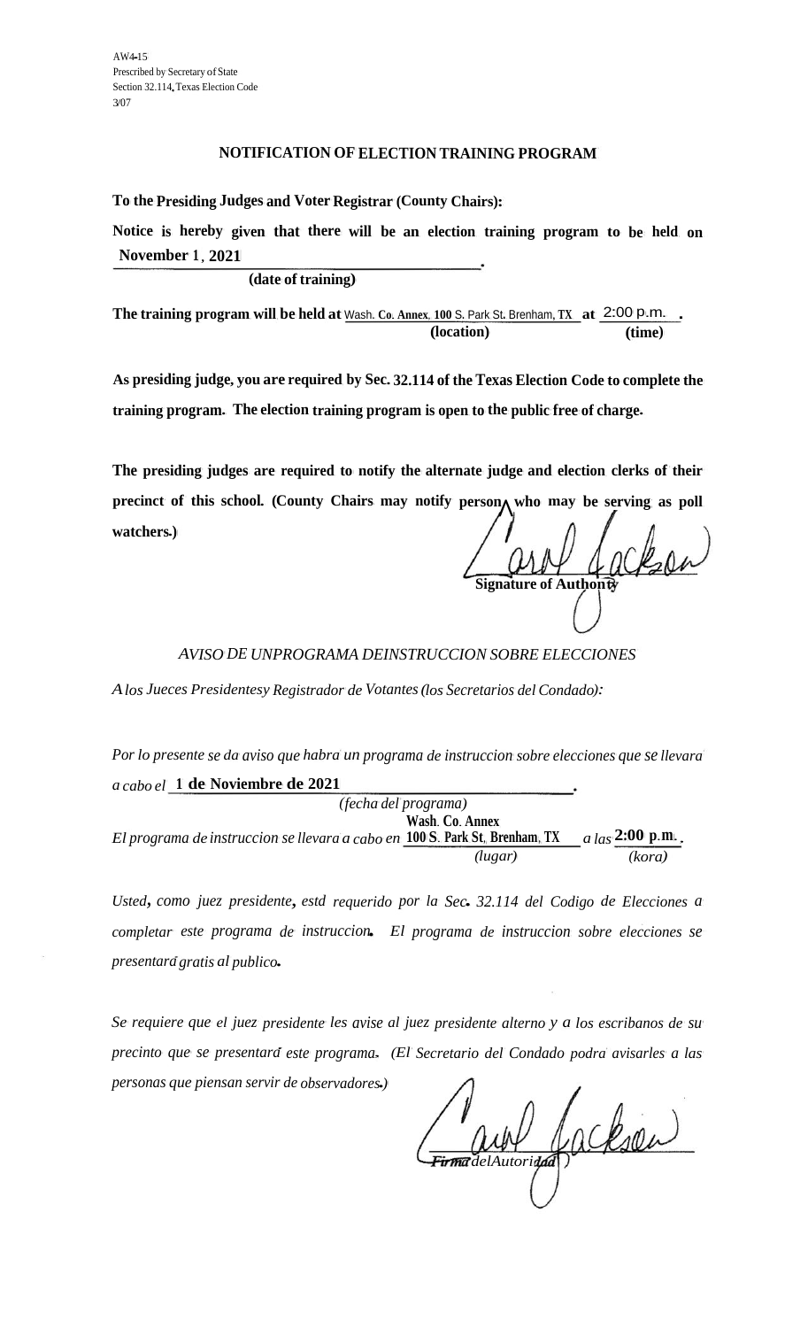AW4-15
Prescribed by Secretary of State
Section 32.114, Texas Election Code
3/07

## NOTIFICATION OF ELECTION TRAINING PROGRAM

**To the Presiding Judges and Voter Registrar (County Chairs):**

**Notice is hereby given that there will be an election training program to be held on November 1, 2021.**
**(date of training)**

**The training program will be held at** Wash. Co. Annex, 100 S. Park St. Brenham, TX **at** 2:00 p.m.**.**
**(location) (time)**

**As presiding judge, you are required by Sec. 32.114 of the Texas Election Code to complete the training program. The election training program is open to the public free of charge.**

**The presiding judges are required to notify the alternate judge and election clerks of their precinct of this school. (County Chairs may notify persons who may be serving as poll watchers.)**

Carol Jackson
**Signature of Authority**

*AVISO DE UN PROGRAMA DE INSTRUCCION SOBRE ELECCIONES*

*A los Jueces Presidentes y Registrador de Votantes (los Secretarios del Condado):*

*Por lo presente se da aviso que habra un programa de instruccion sobre elecciones que se llevara a cabo el* **1 de Noviembre de 2021**.
*(fecha del programa)*

*El programa de instruccion se llevara a cabo en* **Wash. Co. Annex 100 S. Park St, Brenham, TX** *a las* **2:00 p.m.**.
*(lugar) (kora)*

*Usted, como juez presidente, estd requerido por la Sec. 32.114 del Codigo de Elecciones a completar este programa de instruccion. El programa de instruccion sobre elecciones se presentard gratis al publico.*

*Se requiere que el juez presidente les avise al juez presidente alterno y a los escribanos de su precinto que se presentard este programa. (El Secretario del Condado podra avisarles a las personas que piensan servir de observadores.)*

Carol Jackson
*Firma del Autoridad*